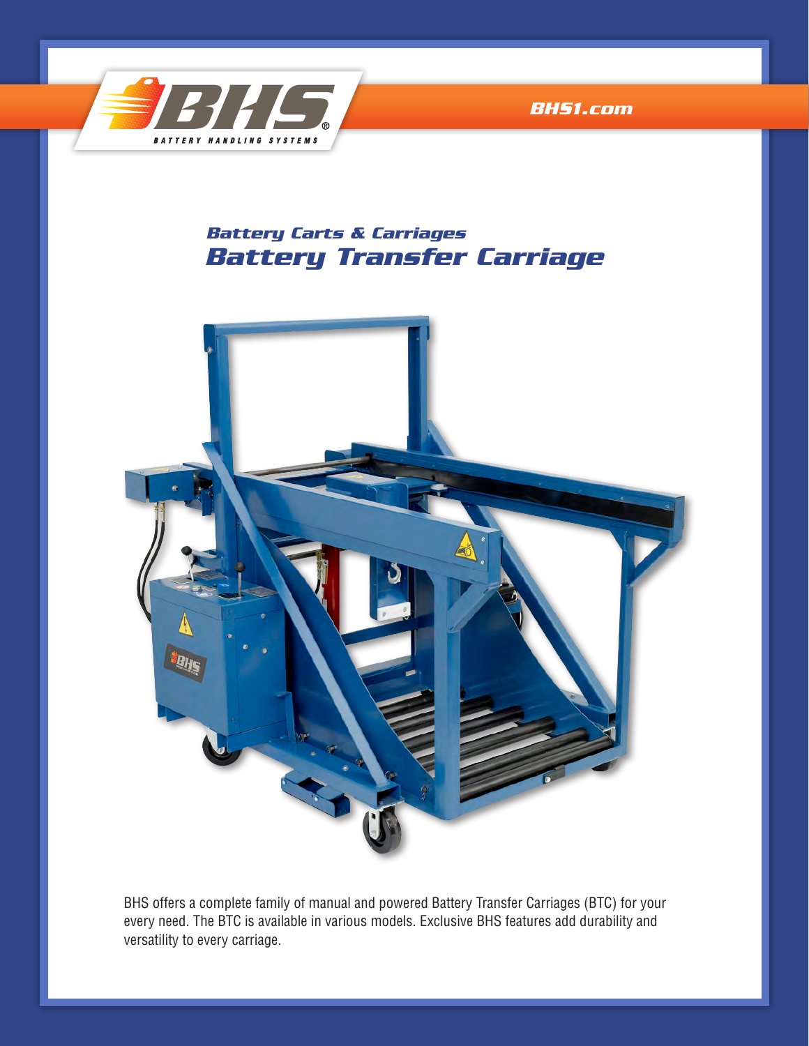BHS® BATTERY HANDLING SYSTEMS

BHS1.com

### *Battery Carts & Carriages*

# *Battery Transfer Carriage*

BHS offers a complete family of manual and powered Battery Transfer Carriages (BTC) for your every need. The BTC is available in various models. Exclusive BHS features add durability and versatility to every carriage.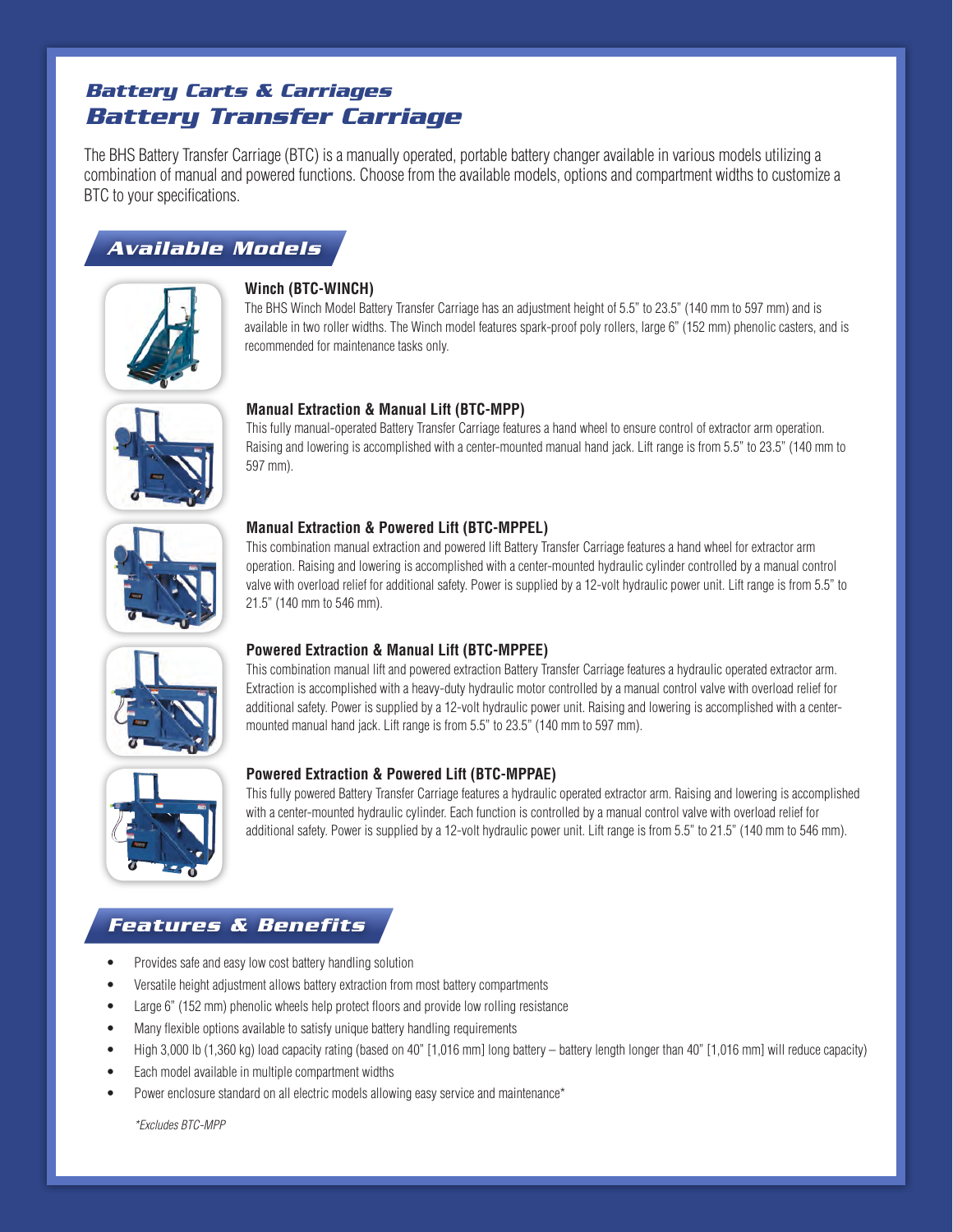## Battery Carts & Carriages

# Battery Transfer Carriage

The BHS Battery Transfer Carriage (BTC) is a manually operated, portable battery changer available in various models utilizing a combination of manual and powered functions. Choose from the available models, options and compartment widths to customize a BTC to your specifications.

## Available Models

**Winch (BTC-WINCH)**

The BHS Winch Model Battery Transfer Carriage has an adjustment height of 5.5" to 23.5" (140 mm to 597 mm) and is available in two roller widths. The Winch model features spark-proof poly rollers, large 6" (152 mm) phenolic casters, and is recommended for maintenance tasks only.

**Manual Extraction & Manual Lift (BTC-MPP)**

This fully manual-operated Battery Transfer Carriage features a hand wheel to ensure control of extractor arm operation. Raising and lowering is accomplished with a center-mounted manual hand jack. Lift range is from 5.5" to 23.5" (140 mm to 597 mm).

**Manual Extraction & Powered Lift (BTC-MPPEL)**

This combination manual extraction and powered lift Battery Transfer Carriage features a hand wheel for extractor arm operation. Raising and lowering is accomplished with a center-mounted hydraulic cylinder controlled by a manual control valve with overload relief for additional safety. Power is supplied by a 12-volt hydraulic power unit. Lift range is from 5.5" to 21.5" (140 mm to 546 mm).

**Powered Extraction & Manual Lift (BTC-MPPEE)**

This combination manual lift and powered extraction Battery Transfer Carriage features a hydraulic operated extractor arm. Extraction is accomplished with a heavy-duty hydraulic motor controlled by a manual control valve with overload relief for additional safety. Power is supplied by a 12-volt hydraulic power unit. Raising and lowering is accomplished with a center-mounted manual hand jack. Lift range is from 5.5" to 23.5" (140 mm to 597 mm).

**Powered Extraction & Powered Lift (BTC-MPPAE)**

This fully powered Battery Transfer Carriage features a hydraulic operated extractor arm. Raising and lowering is accomplished with a center-mounted hydraulic cylinder. Each function is controlled by a manual control valve with overload relief for additional safety. Power is supplied by a 12-volt hydraulic power unit. Lift range is from 5.5" to 21.5" (140 mm to 546 mm).

## Features & Benefits

- Provides safe and easy low cost battery handling solution
- Versatile height adjustment allows battery extraction from most battery compartments
- Large 6" (152 mm) phenolic wheels help protect floors and provide low rolling resistance
- Many flexible options available to satisfy unique battery handling requirements
- High 3,000 lb (1,360 kg) load capacity rating (based on 40" [1,016 mm] long battery – battery length longer than 40" [1,016 mm] will reduce capacity)
- Each model available in multiple compartment widths
- Power enclosure standard on all electric models allowing easy service and maintenance*

*\*Excludes BTC-MPP*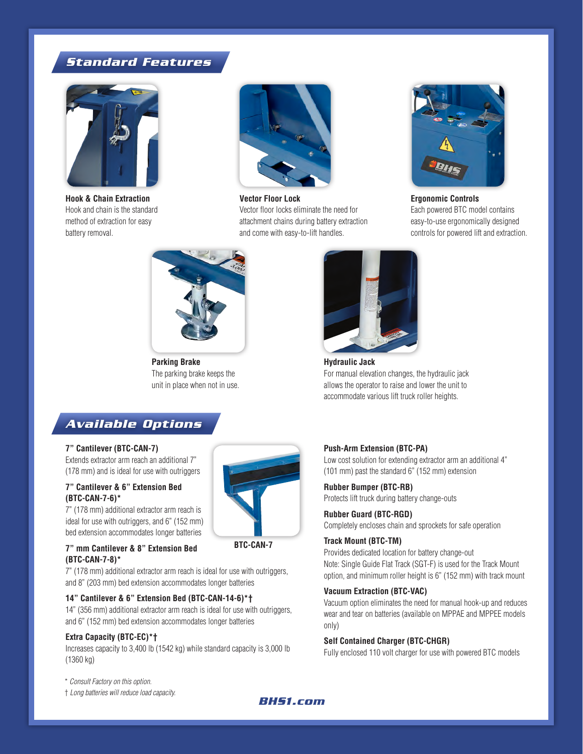## Standard Features

**Hook & Chain Extraction**
Hook and chain is the standard method of extraction for easy battery removal.

**Vector Floor Lock**
Vector floor locks eliminate the need for attachment chains during battery extraction and come with easy-to-lift handles.

**Ergonomic Controls**
Each powered BTC model contains easy-to-use ergonomically designed controls for powered lift and extraction.

**Parking Brake**
The parking brake keeps the unit in place when not in use.

**Hydraulic Jack**
For manual elevation changes, the hydraulic jack allows the operator to raise and lower the unit to accommodate various lift truck roller heights.

## Available Options

**7" Cantilever (BTC-CAN-7)**
Extends extractor arm reach an additional 7" (178 mm) and is ideal for use with outriggers

**7" Cantilever & 6" Extension Bed (BTC-CAN-7-6)***
7" (178 mm) additional extractor arm reach is ideal for use with outriggers, and 6" (152 mm) bed extension accommodates longer batteries

BTC-CAN-7

**7" mm Cantilever & 8" Extension Bed (BTC-CAN-7-8)***
7" (178 mm) additional extractor arm reach is ideal for use with outriggers, and 8" (203 mm) bed extension accommodates longer batteries

**14" Cantilever & 6" Extension Bed (BTC-CAN-14-6)*†**
14" (356 mm) additional extractor arm reach is ideal for use with outriggers, and 6" (152 mm) bed extension accommodates longer batteries

**Extra Capacity (BTC-EC)*†**
Increases capacity to 3,400 lb (1542 kg) while standard capacity is 3,000 lb (1360 kg)

**Push-Arm Extension (BTC-PA)**
Low cost solution for extending extractor arm an additional 4" (101 mm) past the standard 6" (152 mm) extension

**Rubber Bumper (BTC-RB)**
Protects lift truck during battery change-outs

**Rubber Guard (BTC-RGD)**
Completely encloses chain and sprockets for safe operation

**Track Mount (BTC-TM)**
Provides dedicated location for battery change-out
Note: Single Guide Flat Track (SGT-F) is used for the Track Mount option, and minimum roller height is 6" (152 mm) with track mount

**Vacuum Extraction (BTC-VAC)**
Vacuum option eliminates the need for manual hook-up and reduces wear and tear on batteries (available on MPPAE and MPPEE models only)

**Self Contained Charger (BTC-CHGR)**
Fully enclosed 110 volt charger for use with powered BTC models

*\* Consult Factory on this option.*
*† Long batteries will reduce load capacity.*

BHS1.com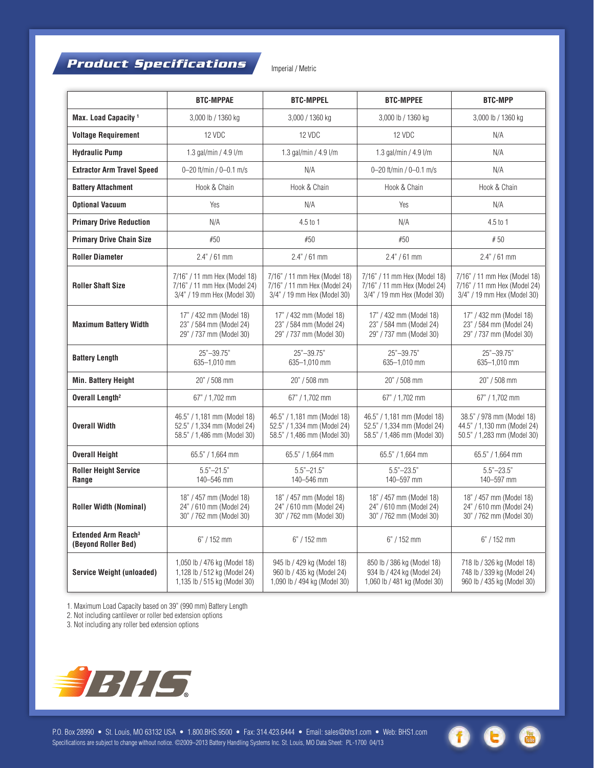## Product Specifications

Imperial / Metric

| | BTC-MPPAE | BTC-MPPEL | BTC-MPPEE | BTC-MPP |
|---|---|---|---|---|
| **Max. Load Capacity [1]** | 3,000 lb / 1360 kg | 3,000 / 1360 kg | 3,000 lb / 1360 kg | 3,000 lb / 1360 kg |
| **Voltage Requirement** | 12 VDC | 12 VDC | 12 VDC | N/A |
| **Hydraulic Pump** | 1.3 gal/min / 4.9 l/m | 1.3 gal/min / 4.9 l/m | 1.3 gal/min / 4.9 l/m | N/A |
| **Extractor Arm Travel Speed** | 0–20 ft/min / 0–0.1 m/s | N/A | 0–20 ft/min / 0–0.1 m/s | N/A |
| **Battery Attachment** | Hook & Chain | Hook & Chain | Hook & Chain | Hook & Chain |
| **Optional Vacuum** | Yes | N/A | Yes | N/A |
| **Primary Drive Reduction** | N/A | 4.5 to 1 | N/A | 4.5 to 1 |
| **Primary Drive Chain Size** | #50 | #50 | #50 | # 50 |
| **Roller Diameter** | 2.4" / 61 mm | 2.4" / 61 mm | 2.4" / 61 mm | 2.4" / 61 mm |
| **Roller Shaft Size** | 7/16" / 11 mm Hex (Model 18)<br>7/16" / 11 mm Hex (Model 24)<br>3/4" / 19 mm Hex (Model 30) | 7/16" / 11 mm Hex (Model 18)<br>7/16" / 11 mm Hex (Model 24)<br>3/4" / 19 mm Hex (Model 30) | 7/16" / 11 mm Hex (Model 18)<br>7/16" / 11 mm Hex (Model 24)<br>3/4" / 19 mm Hex (Model 30) | 7/16" / 11 mm Hex (Model 18)<br>7/16" / 11 mm Hex (Model 24)<br>3/4" / 19 mm Hex (Model 30) |
| **Maximum Battery Width** | 17" / 432 mm (Model 18)<br>23" / 584 mm (Model 24)<br>29" / 737 mm (Model 30) | 17" / 432 mm (Model 18)<br>23" / 584 mm (Model 24)<br>29" / 737 mm (Model 30) | 17" / 432 mm (Model 18)<br>23" / 584 mm (Model 24)<br>29" / 737 mm (Model 30) | 17" / 432 mm (Model 18)<br>23" / 584 mm (Model 24)<br>29" / 737 mm (Model 30) |
| **Battery Length** | 25"–39.75"<br>635–1,010 mm | 25"–39.75"<br>635–1,010 mm | 25"–39.75"<br>635–1,010 mm | 25"–39.75"<br>635–1,010 mm |
| **Min. Battery Height** | 20" / 508 mm | 20" / 508 mm | 20" / 508 mm | 20" / 508 mm |
| **Overall Length[2]** | 67" / 1,702 mm | 67" / 1,702 mm | 67" / 1,702 mm | 67" / 1,702 mm |
| **Overall Width** | 46.5" / 1,181 mm (Model 18)<br>52.5" / 1,334 mm (Model 24)<br>58.5" / 1,486 mm (Model 30) | 46.5" / 1,181 mm (Model 18)<br>52.5" / 1,334 mm (Model 24)<br>58.5" / 1,486 mm (Model 30) | 46.5" / 1,181 mm (Model 18)<br>52.5" / 1,334 mm (Model 24)<br>58.5" / 1,486 mm (Model 30) | 38.5" / 978 mm (Model 18)<br>44.5" / 1,130 mm (Model 24)<br>50.5" / 1,283 mm (Model 30) |
| **Overall Height** | 65.5" / 1,664 mm | 65.5" / 1,664 mm | 65.5" / 1,664 mm | 65.5" / 1,664 mm |
| **Roller Height Service Range** | 5.5"–21.5"<br>140–546 mm | 5.5"–21.5"<br>140–546 mm | 5.5"–23.5"<br>140–597 mm | 5.5"–23.5"<br>140–597 mm |
| **Roller Width (Nominal)** | 18" / 457 mm (Model 18)<br>24" / 610 mm (Model 24)<br>30" / 762 mm (Model 30) | 18" / 457 mm (Model 18)<br>24" / 610 mm (Model 24)<br>30" / 762 mm (Model 30) | 18" / 457 mm (Model 18)<br>24" / 610 mm (Model 24)<br>30" / 762 mm (Model 30) | 18" / 457 mm (Model 18)<br>24" / 610 mm (Model 24)<br>30" / 762 mm (Model 30) |
| **Extended Arm Reach[3] (Beyond Roller Bed)** | 6" / 152 mm | 6" / 152 mm | 6" / 152 mm | 6" / 152 mm |
| **Service Weight (unloaded)** | 1,050 lb / 476 kg (Model 18)<br>1,128 lb / 512 kg (Model 24)<br>1,135 lb / 515 kg (Model 30) | 945 lb / 429 kg (Model 18)<br>960 lb / 435 kg (Model 24)<br>1,090 lb / 494 kg (Model 30) | 850 lb / 386 kg (Model 18)<br>934 lb / 424 kg (Model 24)<br>1,060 lb / 481 kg (Model 30) | 718 lb / 326 kg (Model 18)<br>748 lb / 339 kg (Model 24)<br>960 lb / 435 kg (Model 30) |

1. Maximum Load Capacity based on 39" (990 mm) Battery Length
2. Not including cantilever or roller bed extension options
3. Not including any roller bed extension options

BHS®

P.O. Box 28990 • St. Louis, MO 63132 USA • 1.800.BHS.9500 • Fax: 314.423.6444 • Email: sales@bhs1.com • Web: BHS1.com

Specifications are subject to change without notice. ©2009–2013 Battery Handling Systems Inc. St. Louis, MO Data Sheet: PL-1700 04/13